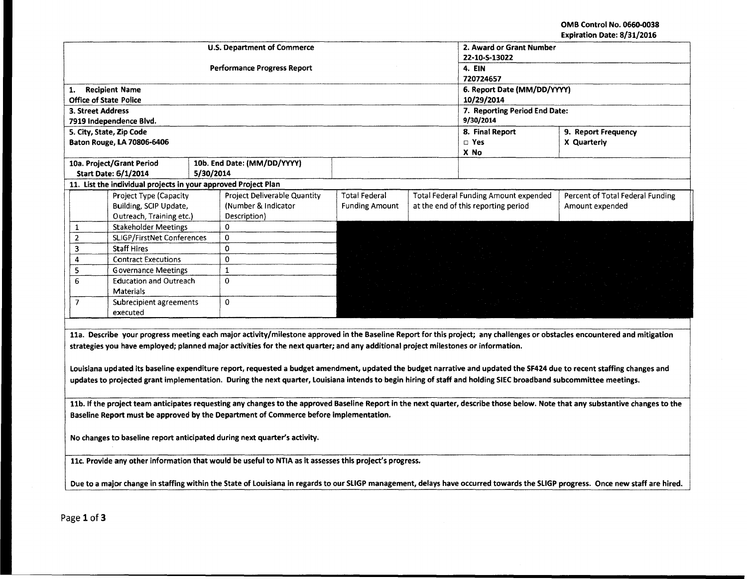OMB Control No. 0660-0038
Expiration Date: 8/31/2016

| U.S. Department of Commerce<br>Performance Progress Report | | 2. Award or Grant Number<br>22-10-S-13022 | |
|---|---|---|---|
| | | 4. EIN<br>720724657 | |
| 1. Recipient Name<br>Office of State Police | | 6. Report Date (MM/DD/YYYY)<br>10/29/2014 | |
| 3. Street Address<br>7919 Independence Blvd. | | 7. Reporting Period End Date:<br>9/30/2014 | |
| 5. City, State, Zip Code<br>Baton Rouge, LA 70806-6406 | | 8. Final Report<br>□ Yes<br>X No | 9. Report Frequency<br>X Quarterly |
| 10a. Project/Grant Period<br>Start Date: 6/1/2014 | 10b. End Date: (MM/DD/YYYY)<br>5/30/2014 | | |

11. List the individual projects in your approved Project Plan

| | Project Type (Capacity Building, SCIP Update, Outreach, Training etc.) | Project Deliverable Quantity (Number & Indicator Description) | Total Federal Funding Amount | Total Federal Funding Amount expended at the end of this reporting period | Percent of Total Federal Funding Amount expended |
|---|---|---|---|---|---|
| 1 | Stakeholder Meetings | 0 | | | |
| 2 | SLIGP/FirstNet Conferences | 0 | | | |
| 3 | Staff Hires | 0 | | | |
| 4 | Contract Executions | 0 | | | |
| 5 | Governance Meetings | 1 | | | |
| 6 | Education and Outreach Materials | 0 | | | |
| 7 | Subrecipient agreements executed | 0 | | | |

**11a. Describe your progress meeting each major activity/milestone approved in the Baseline Report for this project; any challenges or obstacles encountered and mitigation strategies you have employed; planned major activities for the next quarter; and any additional project milestones or information.**

**Louisiana updated its baseline expenditure report, requested a budget amendment, updated the budget narrative and updated the SF424 due to recent staffing changes and updates to projected grant implementation. During the next quarter, Louisiana intends to begin hiring of staff and holding SIEC broadband subcommittee meetings.**

**11b. If the project team anticipates requesting any changes to the approved Baseline Report in the next quarter, describe those below. Note that any substantive changes to the Baseline Report must be approved by the Department of Commerce before implementation.**

**No changes to baseline report anticipated during next quarter's activity.**

**11c. Provide any other information that would be useful to NTIA as it assesses this project's progress.**

**Due to a major change in staffing within the State of Louisiana in regards to our SLIGP management, delays have occurred towards the SLIGP progress. Once new staff are hired.**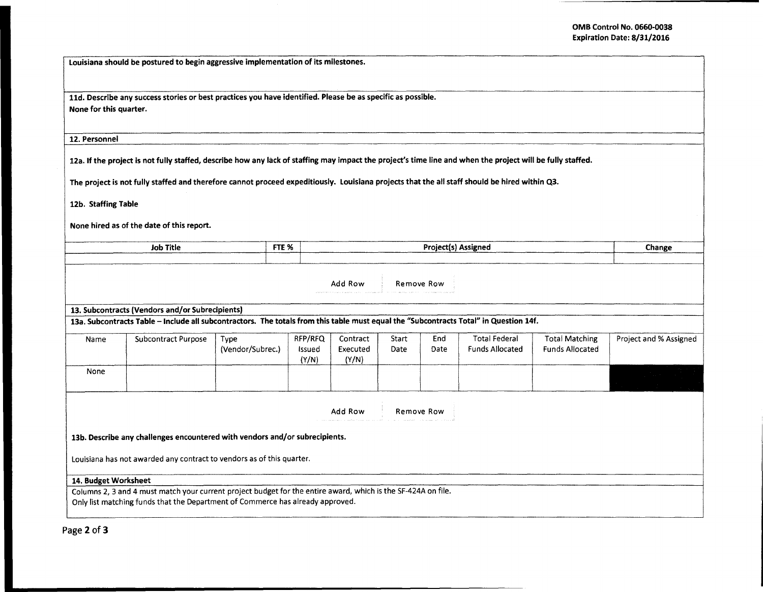Louisiana should be postured to begin aggressive implementation of its milestones.

**11d. Describe any success stories or best practices you have identified. Please be as specific as possible.**
**None for this quarter.**

## 12. Personnel

**12a. If the project is not fully staffed, describe how any lack of staffing may impact the project's time line and when the project will be fully staffed.**

**The project is not fully staffed and therefore cannot proceed expeditiously. Louisiana projects that the all staff should be hired within Q3.**

**12b. Staffing Table**

**None hired as of the date of this report.**

| Job Title | FTE % | Project(s) Assigned | Change |
|---|---|---|---|
| | | | |

Add Row Remove Row

## 13. Subcontracts (Vendors and/or Subrecipients)

**13a. Subcontracts Table – Include all subcontractors. The totals from this table must equal the "Subcontracts Total" in Question 14f.**

| Name | Subcontract Purpose | Type (Vendor/Subrec.) | RFP/RFQ Issued (Y/N) | Contract Executed (Y/N) | Start Date | End Date | Total Federal Funds Allocated | Total Matching Funds Allocated | Project and % Assigned |
|---|---|---|---|---|---|---|---|---|---|
| None | | | | | | | | | |

Add Row Remove Row

**13b. Describe any challenges encountered with vendors and/or subrecipients.**

Louisiana has not awarded any contract to vendors as of this quarter.

## 14. Budget Worksheet

Columns 2, 3 and 4 must match your current project budget for the entire award, which is the SF-424A on file.
Only list matching funds that the Department of Commerce has already approved.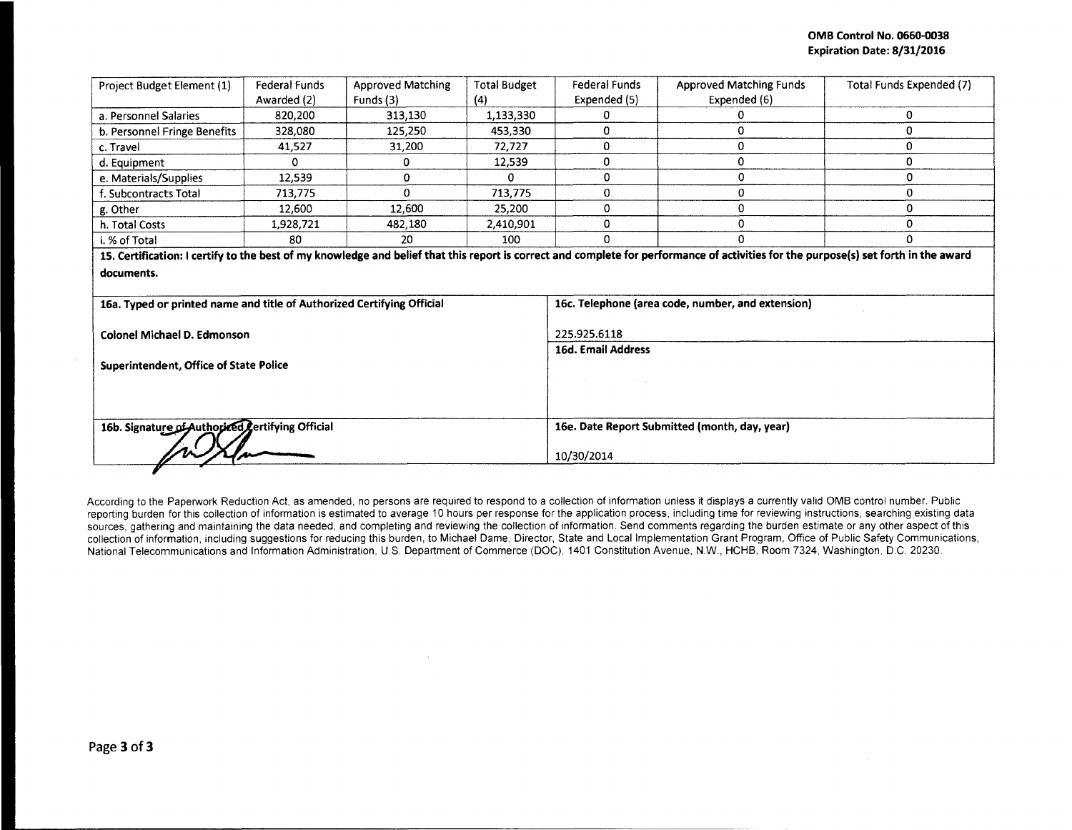| Project Budget Element (1) | Federal Funds Awarded (2) | Approved Matching Funds (3) | Total Budget (4) | Federal Funds Expended (5) | Approved Matching Funds Expended (6) | Total Funds Expended (7) |
|---|---|---|---|---|---|---|
| a. Personnel Salaries | 820,200 | 313,130 | 1,133,330 | 0 | 0 | 0 |
| b. Personnel Fringe Benefits | 328,080 | 125,250 | 453,330 | 0 | 0 | 0 |
| c. Travel | 41,527 | 31,200 | 72,727 | 0 | 0 | 0 |
| d. Equipment | 0 | 0 | 12,539 | 0 | 0 | 0 |
| e. Materials/Supplies | 12,539 | 0 | 0 | 0 | 0 | 0 |
| f. Subcontracts Total | 713,775 | 0 | 713,775 | 0 | 0 | 0 |
| g. Other | 12,600 | 12,600 | 25,200 | 0 | 0 | 0 |
| h. Total Costs | 1,928,721 | 482,180 | 2,410,901 | 0 | 0 | 0 |
| i. % of Total | 80 | 20 | 100 | 0 | 0 | 0 |

**15. Certification: I certify to the best of my knowledge and belief that this report is correct and complete for performance of activities for the purpose(s) set forth in the award documents.**

| | |
|---|---|
| **16a. Typed or printed name and title of Authorized Certifying Official**<br><br>**Colonel Michael D. Edmonson**<br><br>**Superintendent, Office of State Police** | **16c. Telephone (area code, number, and extension)**<br><br>225.925.6118<br><br>**16d. Email Address** |
| **16b. Signature of Authorized Certifying Official** | **16e. Date Report Submitted (month, day, year)**<br><br>10/30/2014 |

According to the Paperwork Reduction Act, as amended, no persons are required to respond to a collection of information unless it displays a currently valid OMB control number. Public reporting burden for this collection of information is estimated to average 10 hours per response for the application process, including time for reviewing instructions, searching existing data sources, gathering and maintaining the data needed, and completing and reviewing the collection of information. Send comments regarding the burden estimate or any other aspect of this collection of information, including suggestions for reducing this burden, to Michael Dame, Director, State and Local Implementation Grant Program, Office of Public Safety Communications, National Telecommunications and Information Administration, U.S. Department of Commerce (DOC), 1401 Constitution Avenue, N.W., HCHB, Room 7324, Washington, D.C. 20230.